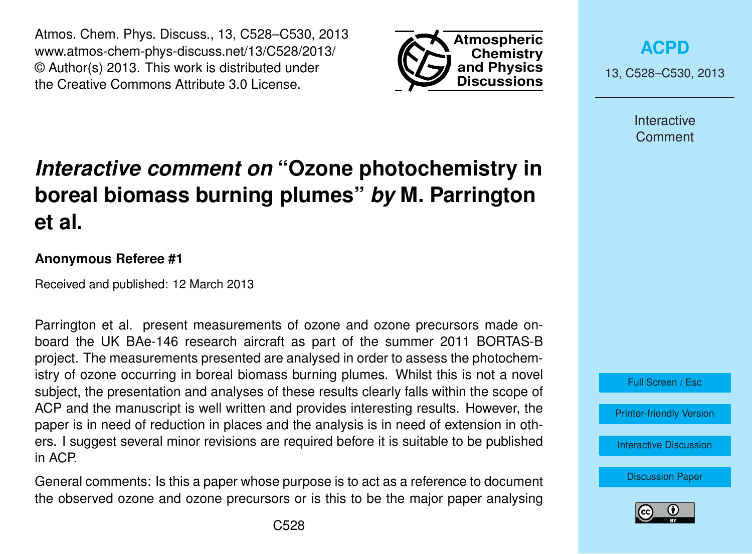# *Interactive comment on* "Ozone photochemistry in boreal biomass burning plumes" *by* M. Parrington et al.

**Anonymous Referee #1**

Received and published: 12 March 2013

Parrington et al. present measurements of ozone and ozone precursors made onboard the UK BAe-146 research aircraft as part of the summer 2011 BORTAS-B project. The measurements presented are analysed in order to assess the photochemistry of ozone occurring in boreal biomass burning plumes. Whilst this is not a novel subject, the presentation and analyses of these results clearly falls within the scope of ACP and the manuscript is well written and provides interesting results. However, the paper is in need of reduction in places and the analysis is in need of extension in others. I suggest several minor revisions are required before it is suitable to be published in ACP.

General comments: Is this a paper whose purpose is to act as a reference to document the observed ozone and ozone precursors or is this to be the major paper analysing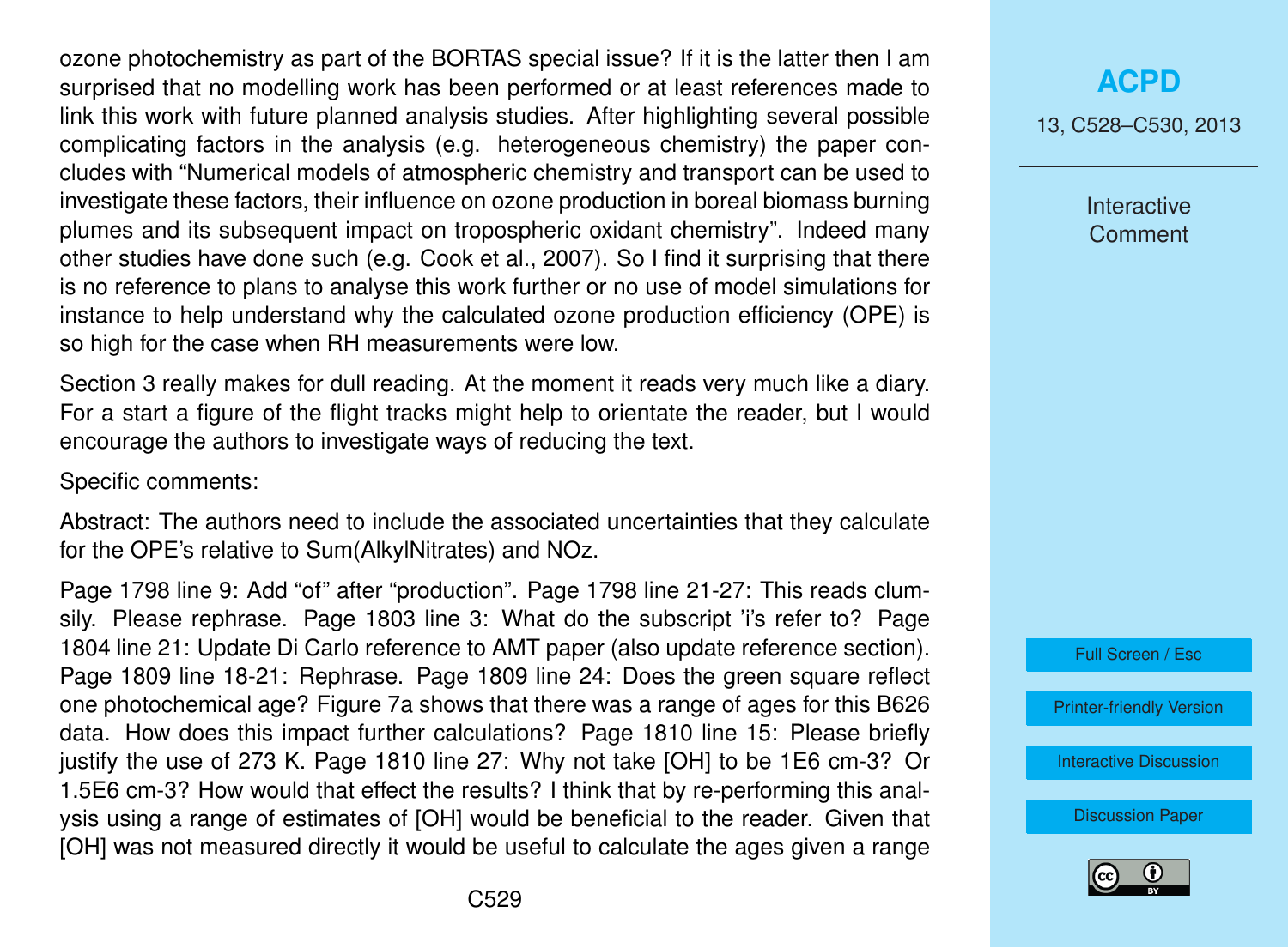ozone photochemistry as part of the BORTAS special issue? If it is the latter then I am surprised that no modelling work has been performed or at least references made to link this work with future planned analysis studies. After highlighting several possible complicating factors in the analysis (e.g. heterogeneous chemistry) the paper concludes with "Numerical models of atmospheric chemistry and transport can be used to investigate these factors, their influence on ozone production in boreal biomass burning plumes and its subsequent impact on tropospheric oxidant chemistry". Indeed many other studies have done such (e.g. Cook et al., 2007). So I find it surprising that there is no reference to plans to analyse this work further or no use of model simulations for instance to help understand why the calculated ozone production efficiency (OPE) is so high for the case when RH measurements were low.

Section 3 really makes for dull reading. At the moment it reads very much like a diary. For a start a figure of the flight tracks might help to orientate the reader, but I would encourage the authors to investigate ways of reducing the text.

Specific comments:

Abstract: The authors need to include the associated uncertainties that they calculate for the OPE's relative to Sum(AlkylNitrates) and NOz.

Page 1798 line 9: Add "of" after "production". Page 1798 line 21-27: This reads clumsily. Please rephrase. Page 1803 line 3: What do the subscript 'i's refer to? Page 1804 line 21: Update Di Carlo reference to AMT paper (also update reference section). Page 1809 line 18-21: Rephrase. Page 1809 line 24: Does the green square reflect one photochemical age? Figure 7a shows that there was a range of ages for this B626 data. How does this impact further calculations? Page 1810 line 15: Please briefly justify the use of 273 K. Page 1810 line 27: Why not take [OH] to be 1E6 cm-3? Or 1.5E6 cm-3? How would that effect the results? I think that by re-performing this analysis using a range of estimates of [OH] would be beneficial to the reader. Given that [OH] was not measured directly it would be useful to calculate the ages given a range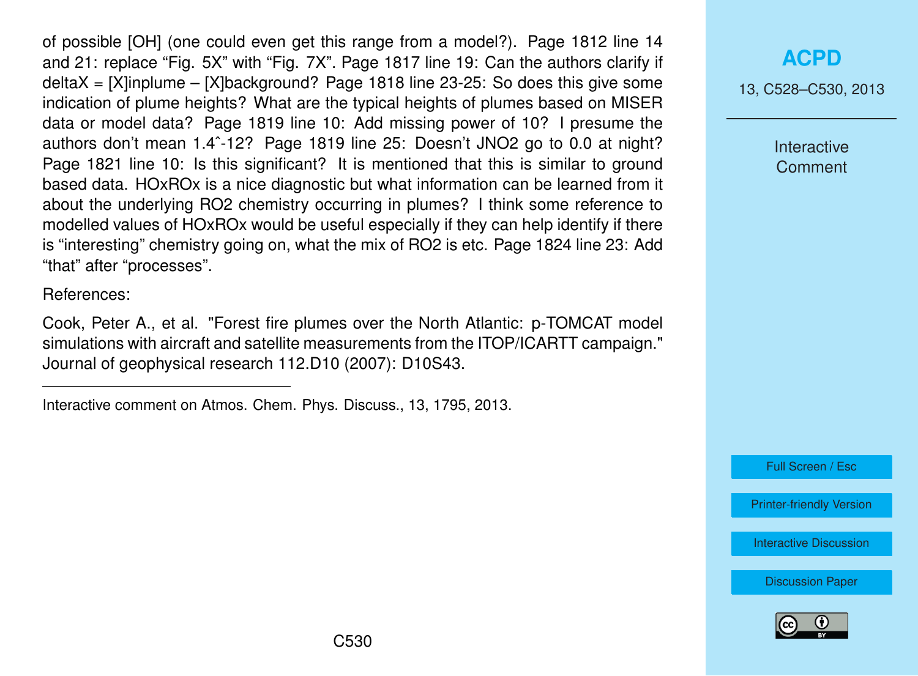of possible [OH] (one could even get this range from a model?). Page 1812 line 14 and 21: replace “Fig. 5X” with “Fig. 7X”. Page 1817 line 19: Can the authors clarify if deltaX = [X]inplume – [X]background? Page 1818 line 23-25: So does this give some indication of plume heights? What are the typical heights of plumes based on MISER data or model data? Page 1819 line 10: Add missing power of 10? I presume the authors don’t mean 1.4ˆ-12? Page 1819 line 25: Doesn’t JNO2 go to 0.0 at night? Page 1821 line 10: Is this significant? It is mentioned that this is similar to ground based data. HOxROx is a nice diagnostic but what information can be learned from it about the underlying RO2 chemistry occurring in plumes? I think some reference to modelled values of HOxROx would be useful especially if they can help identify if there is “interesting” chemistry going on, what the mix of RO2 is etc. Page 1824 line 23: Add “that” after “processes”.

References:

Cook, Peter A., et al. "Forest fire plumes over the North Atlantic: p-TOMCAT model simulations with aircraft and satellite measurements from the ITOP/ICARTT campaign." Journal of geophysical research 112.D10 (2007): D10S43.

---

Interactive comment on Atmos. Chem. Phys. Discuss., 13, 1795, 2013.